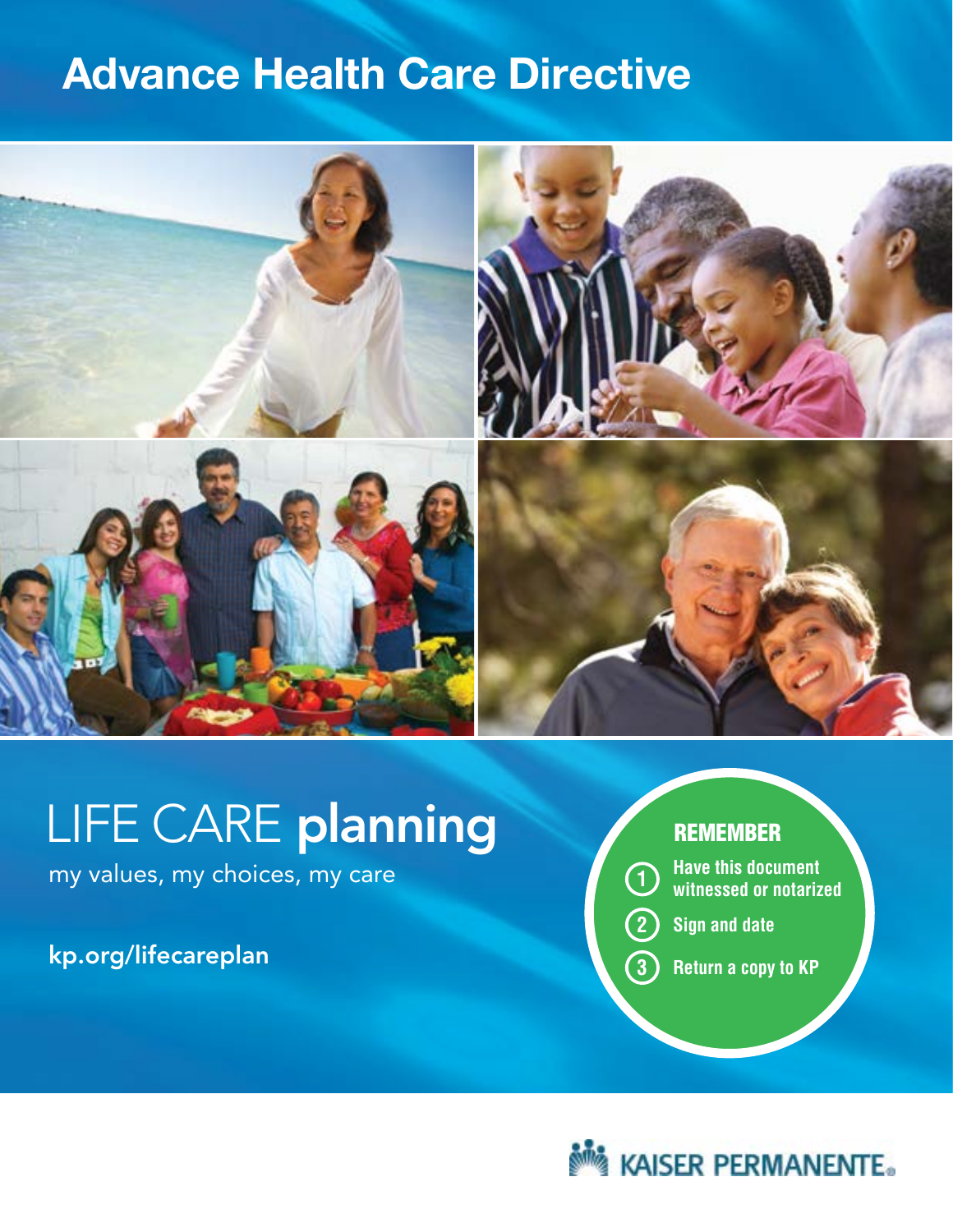# Advance Health Care Directive

# LIFE CARE **planning**

my values, my choices, my care

kp.org/lifecareplan

**REMEMBER**

1. Have this document witnessed or notarized
2. Sign and date
3. Return a copy to KP

KAISER PERMANENTE®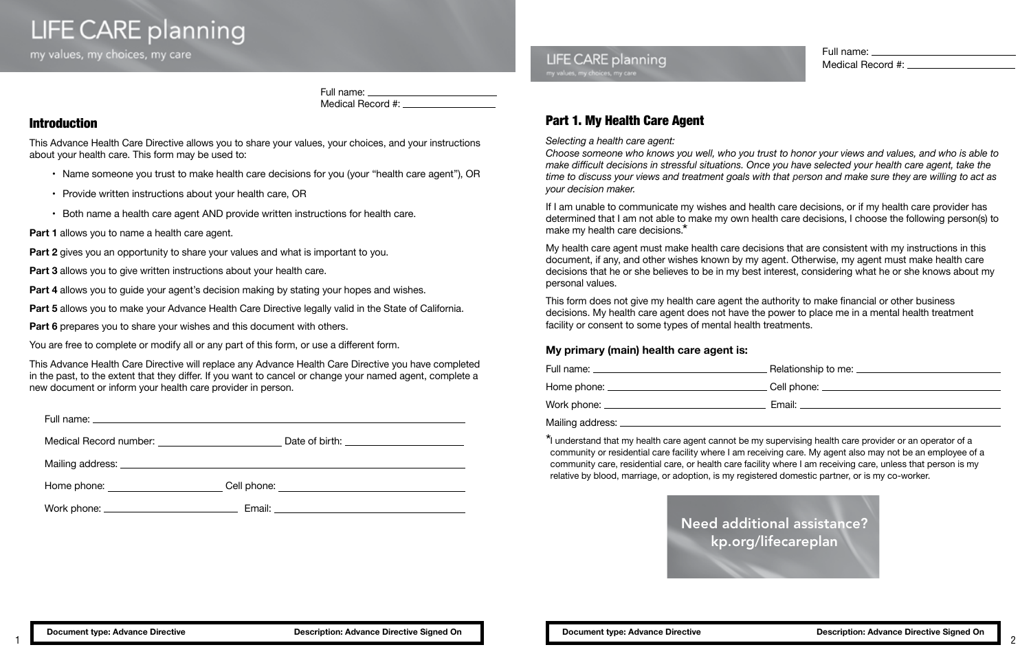# LIFE CARE planning

my values, my choices, my care

Full name: ____________________
Medical Record #: ____________________

## Introduction

This Advance Health Care Directive allows you to share your values, your choices, and your instructions about your health care. This form may be used to:

- Name someone you trust to make health care decisions for you (your "health care agent"), OR
- Provide written instructions about your health care, OR
- Both name a health care agent AND provide written instructions for health care.

**Part 1** allows you to name a health care agent.

**Part 2** gives you an opportunity to share your values and what is important to you.

**Part 3** allows you to give written instructions about your health care.

**Part 4** allows you to guide your agent's decision making by stating your hopes and wishes.

**Part 5** allows you to make your Advance Health Care Directive legally valid in the State of California.

**Part 6** prepares you to share your wishes and this document with others.

You are free to complete or modify all or any part of this form, or use a different form.

This Advance Health Care Directive will replace any Advance Health Care Directive you have completed in the past, to the extent that they differ. If you want to cancel or change your named agent, complete a new document or inform your health care provider in person.

Full name: ____________________

Medical Record number: ____________________ Date of birth: ____________________

Mailing address: ____________________

Home phone: ____________________ Cell phone: ____________________

Work phone: ____________________ Email: ____________________

**Document type: Advance Directive** **Description: Advance Directive Signed On**

Full name: ____________________
Medical Record #: ____________________

## Part 1. My Health Care Agent

*Selecting a health care agent:*
*Choose someone who knows you well, who you trust to honor your views and values, and who is able to make difficult decisions in stressful situations. Once you have selected your health care agent, take the time to discuss your views and treatment goals with that person and make sure they are willing to act as your decision maker.*

If I am unable to communicate my wishes and health care decisions, or if my health care provider has determined that I am not able to make my own health care decisions, I choose the following person(s) to make my health care decisions.*

My health care agent must make health care decisions that are consistent with my instructions in this document, if any, and other wishes known by my agent. Otherwise, my agent must make health care decisions that he or she believes to be in my best interest, considering what he or she knows about my personal values.

This form does not give my health care agent the authority to make financial or other business decisions. My health care agent does not have the power to place me in a mental health treatment facility or consent to some types of mental health treatments.

### My primary (main) health care agent is:

Full name: ____________________ Relationship to me: ____________________

Home phone: ____________________ Cell phone: ____________________

Work phone: ____________________ Email: ____________________

Mailing address: ____________________

*I understand that my health care agent cannot be my supervising health care provider or an operator of a community or residential care facility where I am receiving care. My agent also may not be an employee of a community care, residential care, or health care facility where I am receiving care, unless that person is my relative by blood, marriage, or adoption, is my registered domestic partner, or is my co-worker.

Need additional assistance?
kp.org/lifecareplan

**Document type: Advance Directive** **Description: Advance Directive Signed On**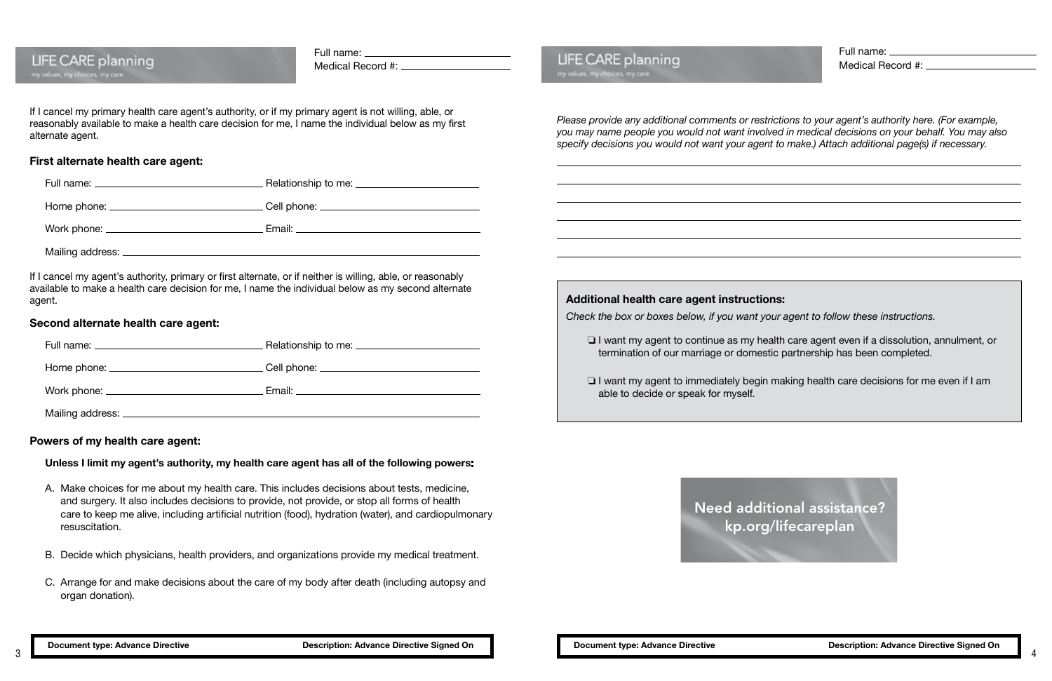Full name: ______________________
Medical Record #: ______________________

If I cancel my primary health care agent's authority, or if my primary agent is not willing, able, or reasonably available to make a health care decision for me, I name the individual below as my first alternate agent.

**First alternate health care agent:**

Full name: ______________________ Relationship to me: ______________________

Home phone: ______________________ Cell phone: ______________________

Work phone: ______________________ Email: ______________________

Mailing address: ______________________

If I cancel my agent's authority, primary or first alternate, or if neither is willing, able, or reasonably available to make a health care decision for me, I name the individual below as my second alternate agent.

**Second alternate health care agent:**

Full name: ______________________ Relationship to me: ______________________

Home phone: ______________________ Cell phone: ______________________

Work phone: ______________________ Email: ______________________

Mailing address: ______________________

**Powers of my health care agent:**

**Unless I limit my agent's authority, my health care agent has all of the following powers:**

A. Make choices for me about my health care. This includes decisions about tests, medicine, and surgery. It also includes decisions to provide, not provide, or stop all forms of health care to keep me alive, including artificial nutrition (food), hydration (water), and cardiopulmonary resuscitation.

B. Decide which physicians, health providers, and organizations provide my medical treatment.

C. Arrange for and make decisions about the care of my body after death (including autopsy and organ donation).

**Document type: Advance Directive** **Description: Advance Directive Signed On**

Full name: ______________________
Medical Record #: ______________________

*Please provide any additional comments or restrictions to your agent's authority here. (For example, you may name people you would not want involved in medical decisions on your behalf. You may also specify decisions you would not want your agent to make.) Attach additional page(s) if necessary.*

______________________

______________________

______________________

______________________

______________________

______________________

**Additional health care agent instructions:**

*Check the box or boxes below, if you want your agent to follow these instructions.*

- ❏ I want my agent to continue as my health care agent even if a dissolution, annulment, or termination of our marriage or domestic partnership has been completed.
- ❏ I want my agent to immediately begin making health care decisions for me even if I am able to decide or speak for myself.

Need additional assistance?
kp.org/lifecareplan

**Document type: Advance Directive** **Description: Advance Directive Signed On**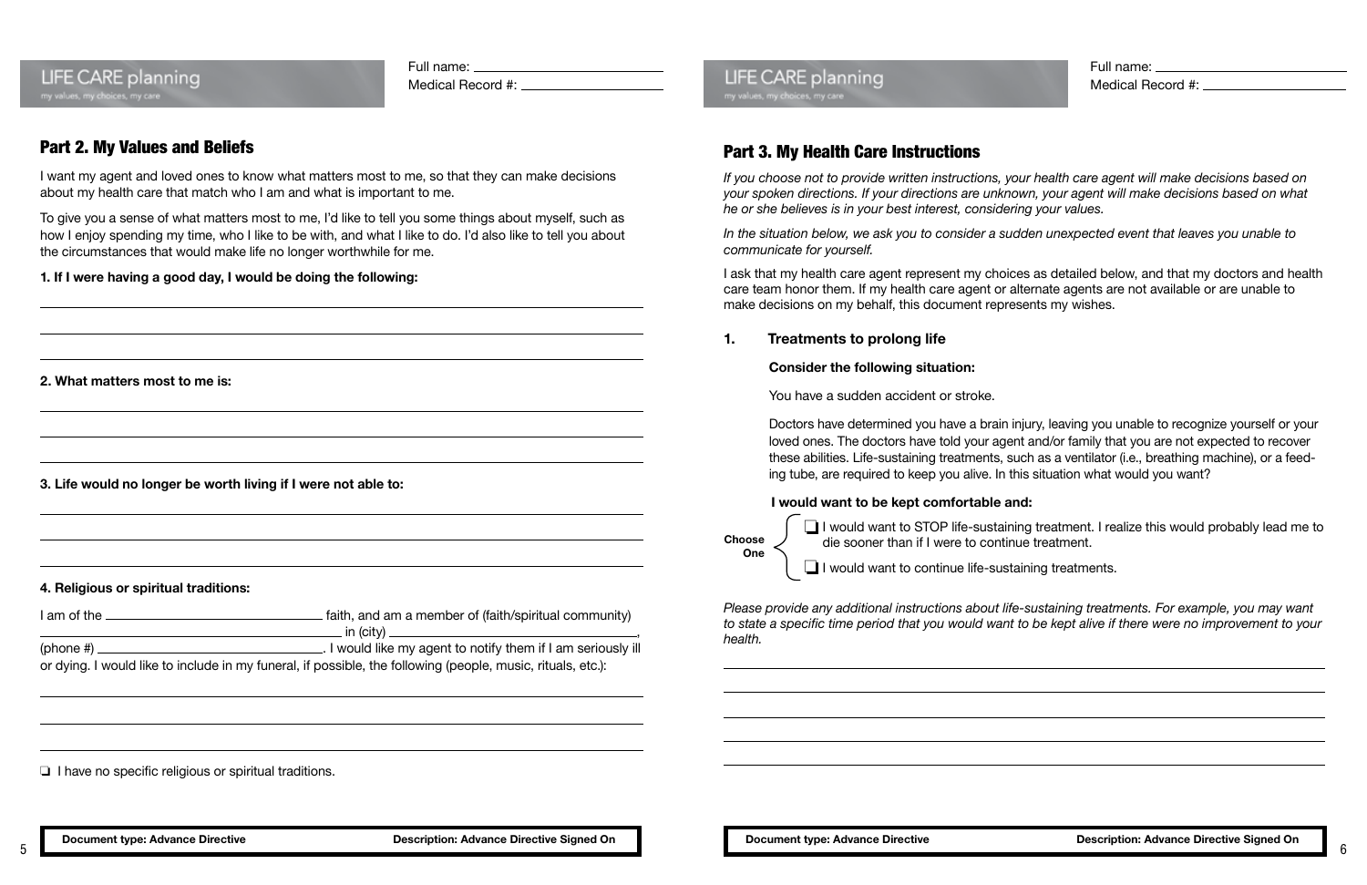Full name: ____________________
Medical Record #: ____________________

## Part 2. My Values and Beliefs

I want my agent and loved ones to know what matters most to me, so that they can make decisions about my health care that match who I am and what is important to me.

To give you a sense of what matters most to me, I'd like to tell you some things about myself, such as how I enjoy spending my time, who I like to be with, and what I like to do. I'd also like to tell you about the circumstances that would make life no longer worthwhile for me.

**1. If I were having a good day, I would be doing the following:**

______________________________________________________________________

______________________________________________________________________

______________________________________________________________________

**2. What matters most to me is:**

______________________________________________________________________

______________________________________________________________________

______________________________________________________________________

**3. Life would no longer be worth living if I were not able to:**

______________________________________________________________________

______________________________________________________________________

______________________________________________________________________

**4. Religious or spiritual traditions:**

I am of the ____________________ faith, and am a member of (faith/spiritual community) ____________________ in (city) ____________________, (phone #) ____________________. I would like my agent to notify them if I am seriously ill or dying. I would like to include in my funeral, if possible, the following (people, music, rituals, etc.):

______________________________________________________________________

______________________________________________________________________

______________________________________________________________________

❏ I have no specific religious or spiritual traditions.

**Document type: Advance Directive** **Description: Advance Directive Signed On**

Full name: ____________________
Medical Record #: ____________________

## Part 3. My Health Care Instructions

*If you choose not to provide written instructions, your health care agent will make decisions based on your spoken directions. If your directions are unknown, your agent will make decisions based on what he or she believes is in your best interest, considering your values.*

*In the situation below, we ask you to consider a sudden unexpected event that leaves you unable to communicate for yourself.*

I ask that my health care agent represent my choices as detailed below, and that my doctors and health care team honor them. If my health care agent or alternate agents are not available or are unable to make decisions on my behalf, this document represents my wishes.

### 1. Treatments to prolong life

**Consider the following situation:**

You have a sudden accident or stroke.

Doctors have determined you have a brain injury, leaving you unable to recognize yourself or your loved ones. The doctors have told your agent and/or family that you are not expected to recover these abilities. Life-sustaining treatments, such as a ventilator (i.e., breathing machine), or a feeding tube, are required to keep you alive. In this situation what would you want?

**I would want to be kept comfortable and:**

**Choose One**

❏ I would want to STOP life-sustaining treatment. I realize this would probably lead me to die sooner than if I were to continue treatment.

❏ I would want to continue life-sustaining treatments.

*Please provide any additional instructions about life-sustaining treatments. For example, you may want to state a specific time period that you would want to be kept alive if there were no improvement to your health.*

______________________________________________________________________

______________________________________________________________________

______________________________________________________________________

______________________________________________________________________

______________________________________________________________________

**Document type: Advance Directive** **Description: Advance Directive Signed On**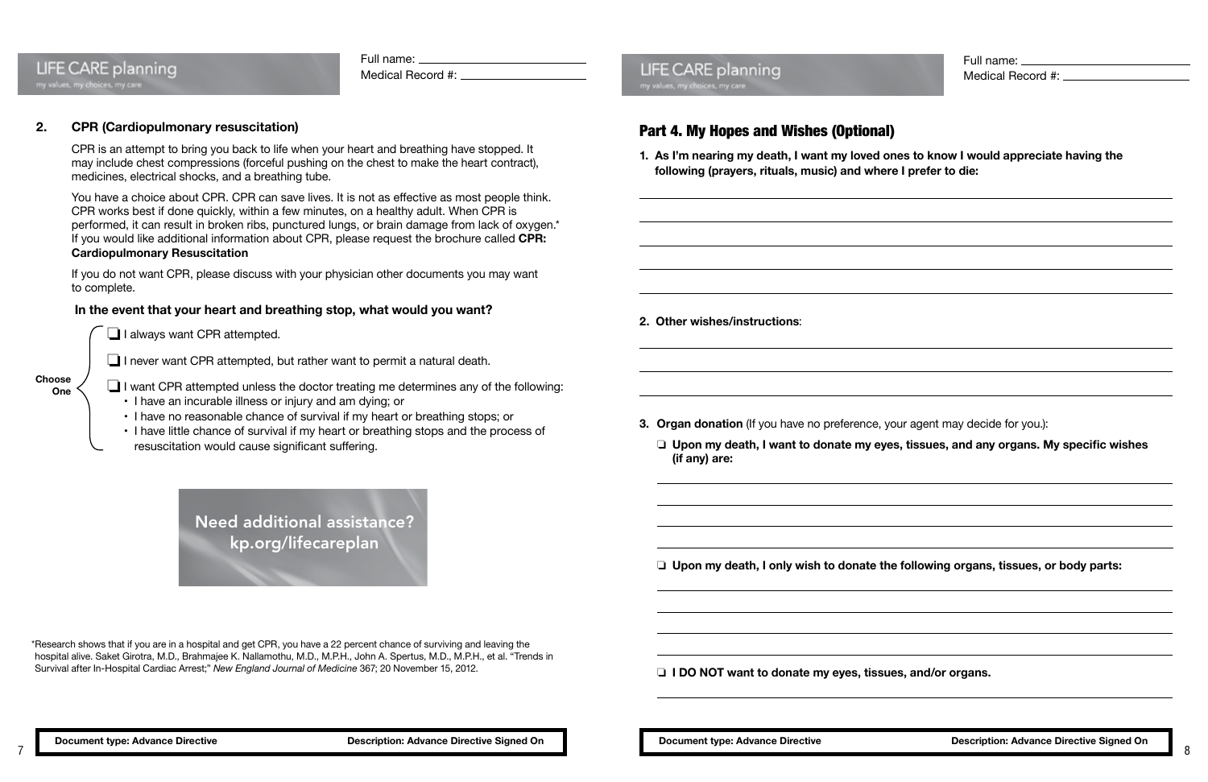Full name: ____________________
Medical Record #: ____________________

## 2. CPR (Cardiopulmonary resuscitation)

CPR is an attempt to bring you back to life when your heart and breathing have stopped. It may include chest compressions (forceful pushing on the chest to make the heart contract), medicines, electrical shocks, and a breathing tube.

You have a choice about CPR. CPR can save lives. It is not as effective as most people think. CPR works best if done quickly, within a few minutes, on a healthy adult. When CPR is performed, it can result in broken ribs, punctured lungs, or brain damage from lack of oxygen.* If you would like additional information about CPR, please request the brochure called **CPR: Cardiopulmonary Resuscitation**

If you do not want CPR, please discuss with your physician other documents you may want to complete.

**In the event that your heart and breathing stop, what would you want?**

**Choose One**

- ❑ I always want CPR attempted.
- ❑ I never want CPR attempted, but rather want to permit a natural death.
- ❑ I want CPR attempted unless the doctor treating me determines any of the following:
  - I have an incurable illness or injury and am dying; or
  - I have no reasonable chance of survival if my heart or breathing stops; or
  - I have little chance of survival if my heart or breathing stops and the process of resuscitation would cause significant suffering.

Need additional assistance?
kp.org/lifecareplan

*Research shows that if you are in a hospital and get CPR, you have a 22 percent chance of surviving and leaving the hospital alive. Saket Girotra, M.D., Brahmajee K. Nallamothu, M.D., M.P.H., John A. Spertus, M.D., M.P.H., et al. "Trends in Survival after In-Hospital Cardiac Arrest;" *New England Journal of Medicine* 367; 20 November 15, 2012.

Document type: Advance Directive | Description: Advance Directive Signed On

Full name: ____________________
Medical Record #: ____________________

## Part 4. My Hopes and Wishes (Optional)

**1. As I'm nearing my death, I want my loved ones to know I would appreciate having the following (prayers, rituals, music) and where I prefer to die:**

____________________

____________________

____________________

____________________

____________________

**2. Other wishes/instructions**:

____________________

____________________

____________________

**3. Organ donation** (If you have no preference, your agent may decide for you.):

❑ **Upon my death, I want to donate my eyes, tissues, and any organs. My specific wishes (if any) are:**

____________________

____________________

____________________

____________________

❑ **Upon my death, I only wish to donate the following organs, tissues, or body parts:**

____________________

____________________

____________________

____________________

❑ **I DO NOT want to donate my eyes, tissues, and/or organs.**

____________________

Document type: Advance Directive | Description: Advance Directive Signed On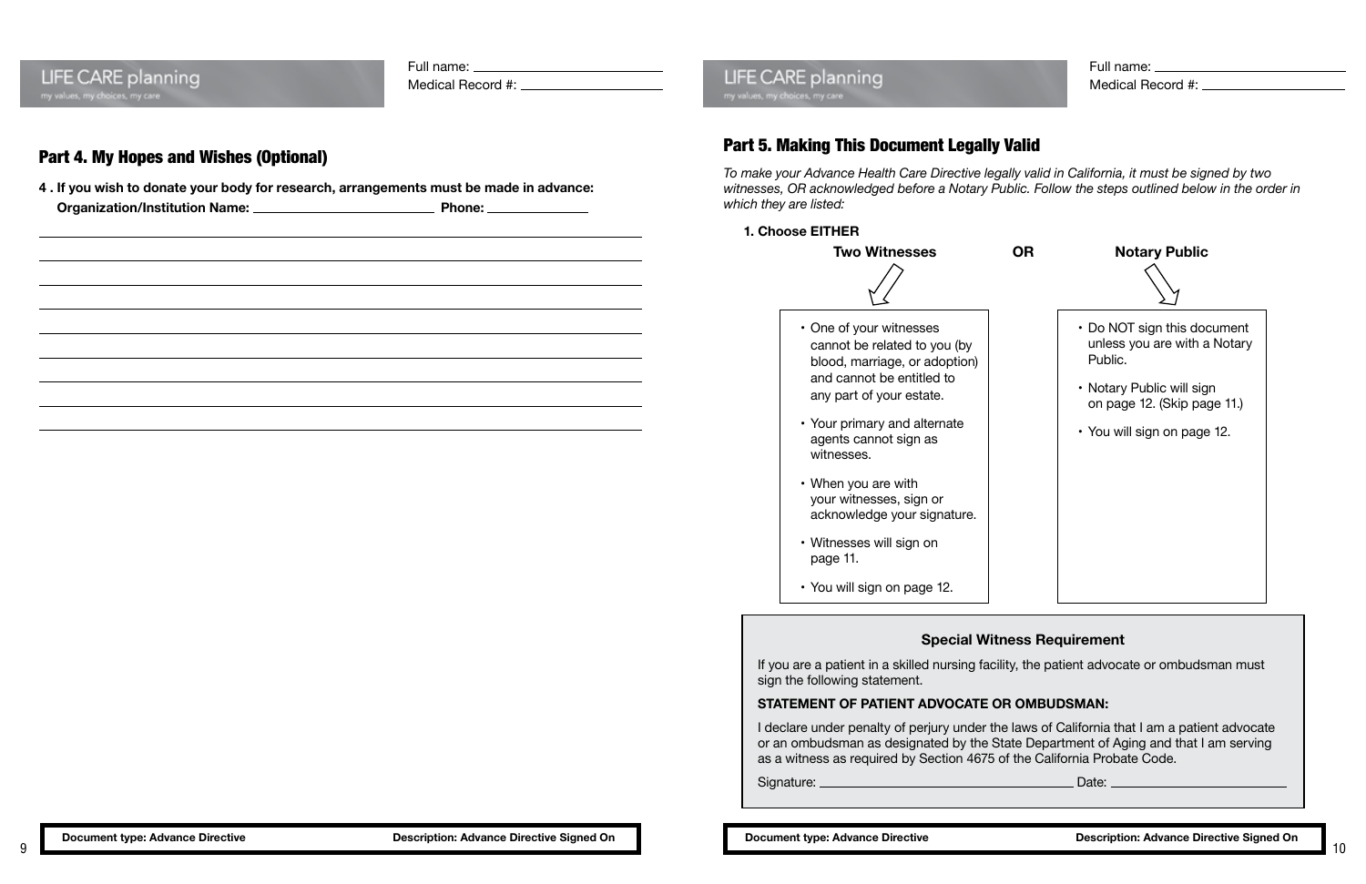Full name: ______________________
Medical Record #: ______________________

## Part 4. My Hopes and Wishes (Optional)

**4 . If you wish to donate your body for research, arrangements must be made in advance:**
**Organization/Institution Name:** ______________________ **Phone:** ____________

______________________________________________________________

______________________________________________________________

______________________________________________________________

______________________________________________________________

______________________________________________________________

______________________________________________________________

______________________________________________________________

______________________________________________________________

**Document type: Advance Directive** **Description: Advance Directive Signed On**

Full name: ______________________
Medical Record #: ______________________

## Part 5. Making This Document Legally Valid

*To make your Advance Health Care Directive legally valid in California, it must be signed by two witnesses, OR acknowledged before a Notary Public. Follow the steps outlined below in the order in which they are listed:*

**1. Choose EITHER**

**Two Witnesses**

- One of your witnesses cannot be related to you (by blood, marriage, or adoption) and cannot be entitled to any part of your estate.
- Your primary and alternate agents cannot sign as witnesses.
- When you are with your witnesses, sign or acknowledge your signature.
- Witnesses will sign on page 11.
- You will sign on page 12.

**OR**

**Notary Public**

- Do NOT sign this document unless you are with a Notary Public.
- Notary Public will sign on page 12. (Skip page 11.)
- You will sign on page 12.

### Special Witness Requirement

If you are a patient in a skilled nursing facility, the patient advocate or ombudsman must sign the following statement.

**STATEMENT OF PATIENT ADVOCATE OR OMBUDSMAN:**

I declare under penalty of perjury under the laws of California that I am a patient advocate or an ombudsman as designated by the State Department of Aging and that I am serving as a witness as required by Section 4675 of the California Probate Code.

Signature: ______________________ Date: ______________________

**Document type: Advance Directive** **Description: Advance Directive Signed On**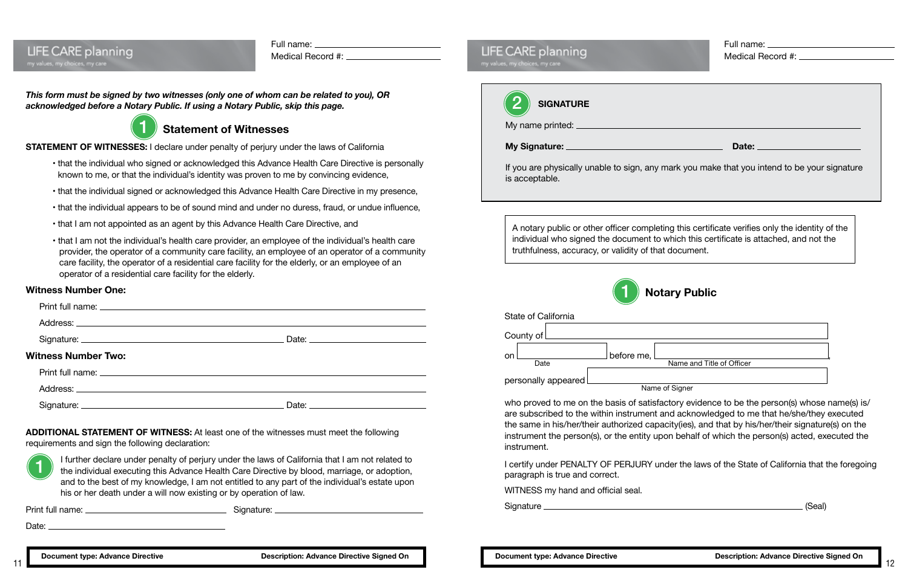LIFE CARE planning
my values, my choices, my care

Full name: ______________________
Medical Record #: ______________________

***This form must be signed by two witnesses (only one of whom can be related to you), OR acknowledged before a Notary Public. If using a Notary Public, skip this page.***

## 1 Statement of Witnesses

**STATEMENT OF WITNESSES:** I declare under penalty of perjury under the laws of California

- that the individual who signed or acknowledged this Advance Health Care Directive is personally known to me, or that the individual's identity was proven to me by convincing evidence,
- that the individual signed or acknowledged this Advance Health Care Directive in my presence,
- that the individual appears to be of sound mind and under no duress, fraud, or undue influence,
- that I am not appointed as an agent by this Advance Health Care Directive, and
- that I am not the individual's health care provider, an employee of the individual's health care provider, the operator of a community care facility, an employee of an operator of a community care facility, the operator of a residential care facility for the elderly, or an employee of an operator of a residential care facility for the elderly.

**Witness Number One:**

Print full name: ______________________

Address: ______________________

Signature: ______________________ Date: ______________________

**Witness Number Two:**

Print full name: ______________________

Address: ______________________

Signature: ______________________ Date: ______________________

**ADDITIONAL STATEMENT OF WITNESS:** At least one of the witnesses must meet the following requirements and sign the following declaration:

1 I further declare under penalty of perjury under the laws of California that I am not related to the individual executing this Advance Health Care Directive by blood, marriage, or adoption, and to the best of my knowledge, I am not entitled to any part of the individual's estate upon his or her death under a will now existing or by operation of law.

Print full name: ______________________ Signature: ______________________

Date: ______________________

**Document type: Advance Directive** **Description: Advance Directive Signed On**

LIFE CARE planning
my values, my choices, my care

Full name: ______________________
Medical Record #: ______________________

## 2 SIGNATURE

My name printed: ______________________

**My Signature:** ______________________ **Date:** ______________________

If you are physically unable to sign, any mark you make that you intend to be your signature is acceptable.

A notary public or other officer completing this certificate verifies only the identity of the individual who signed the document to which this certificate is attached, and not the truthfulness, accuracy, or validity of that document.

## 1 Notary Public

State of California

County of ______________________

on ______________ (Date) before me, ______________________ (Name and Title of Officer),

personally appeared ______________________ (Name of Signer)

who proved to me on the basis of satisfactory evidence to be the person(s) whose name(s) is/are subscribed to the within instrument and acknowledged to me that he/she/they executed the same in his/her/their authorized capacity(ies), and that by his/her/their signature(s) on the instrument the person(s), or the entity upon behalf of which the person(s) acted, executed the instrument.

I certify under PENALTY OF PERJURY under the laws of the State of California that the foregoing paragraph is true and correct.

WITNESS my hand and official seal.

Signature ______________________ (Seal)

**Document type: Advance Directive** **Description: Advance Directive Signed On**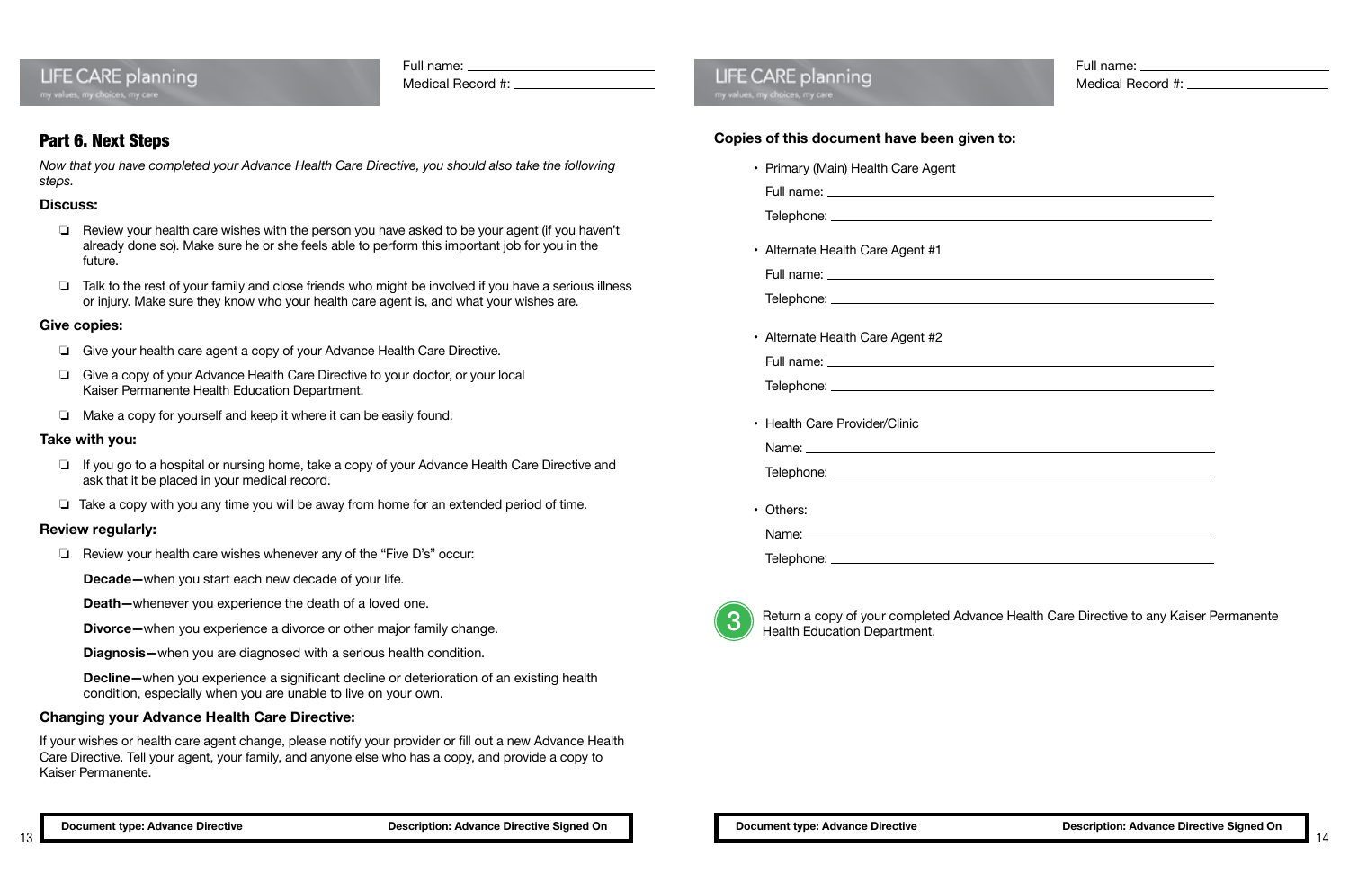Full name: ______________________
Medical Record #: ______________________

## Part 6. Next Steps

*Now that you have completed your Advance Health Care Directive, you should also take the following steps.*

**Discuss:**

- ❑ Review your health care wishes with the person you have asked to be your agent (if you haven't already done so). Make sure he or she feels able to perform this important job for you in the future.
- ❑ Talk to the rest of your family and close friends who might be involved if you have a serious illness or injury. Make sure they know who your health care agent is, and what your wishes are.

**Give copies:**

- ❑ Give your health care agent a copy of your Advance Health Care Directive.
- ❑ Give a copy of your Advance Health Care Directive to your doctor, or your local Kaiser Permanente Health Education Department.
- ❑ Make a copy for yourself and keep it where it can be easily found.

**Take with you:**

- ❑ If you go to a hospital or nursing home, take a copy of your Advance Health Care Directive and ask that it be placed in your medical record.
- ❑ Take a copy with you any time you will be away from home for an extended period of time.

**Review regularly:**

- ❑ Review your health care wishes whenever any of the "Five D's" occur:

  **Decade—**when you start each new decade of your life.

  **Death—**whenever you experience the death of a loved one.

  **Divorce—**when you experience a divorce or other major family change.

  **Diagnosis—**when you are diagnosed with a serious health condition.

  **Decline—**when you experience a significant decline or deterioration of an existing health condition, especially when you are unable to live on your own.

**Changing your Advance Health Care Directive:**

If your wishes or health care agent change, please notify your provider or fill out a new Advance Health Care Directive. Tell your agent, your family, and anyone else who has a copy, and provide a copy to Kaiser Permanente.

**Document type: Advance Directive** | **Description: Advance Directive Signed On**

Full name: ______________________
Medical Record #: ______________________

**Copies of this document have been given to:**

- Primary (Main) Health Care Agent

  Full name: ______________________

  Telephone: ______________________

- Alternate Health Care Agent #1

  Full name: ______________________

  Telephone: ______________________

- Alternate Health Care Agent #2

  Full name: ______________________

  Telephone: ______________________

- Health Care Provider/Clinic

  Name: ______________________

  Telephone: ______________________

- Others:

  Name: ______________________

  Telephone: ______________________

**3** Return a copy of your completed Advance Health Care Directive to any Kaiser Permanente Health Education Department.

**Document type: Advance Directive** | **Description: Advance Directive Signed On**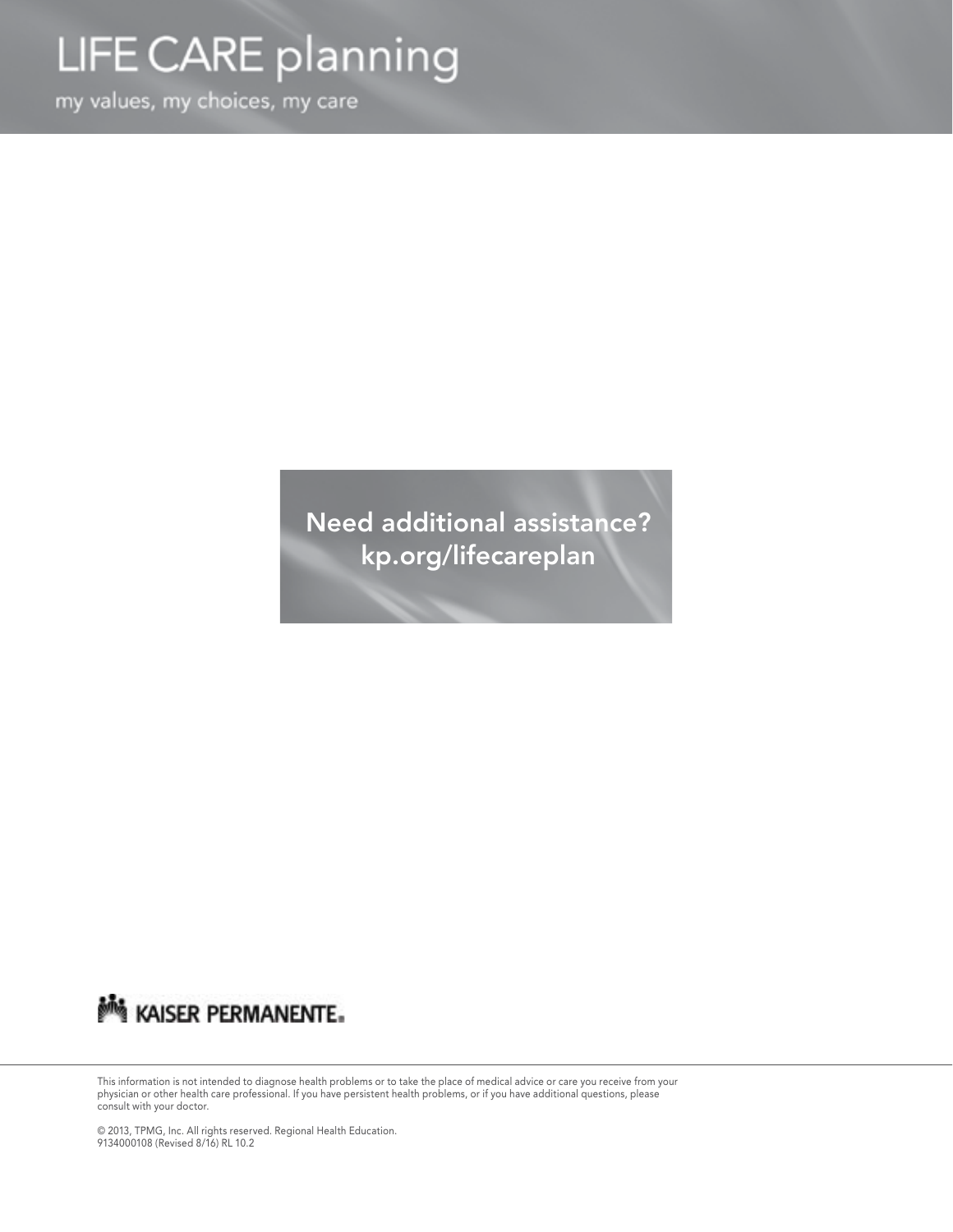# LIFE CARE planning

my values, my choices, my care

**Need additional assistance?**
**kp.org/lifecareplan**

KAISER PERMANENTE.

This information is not intended to diagnose health problems or to take the place of medical advice or care you receive from your physician or other health care professional. If you have persistent health problems, or if you have additional questions, please consult with your doctor.

© 2013, TPMG, Inc. All rights reserved. Regional Health Education.
9134000108 (Revised 8/16) RL 10.2